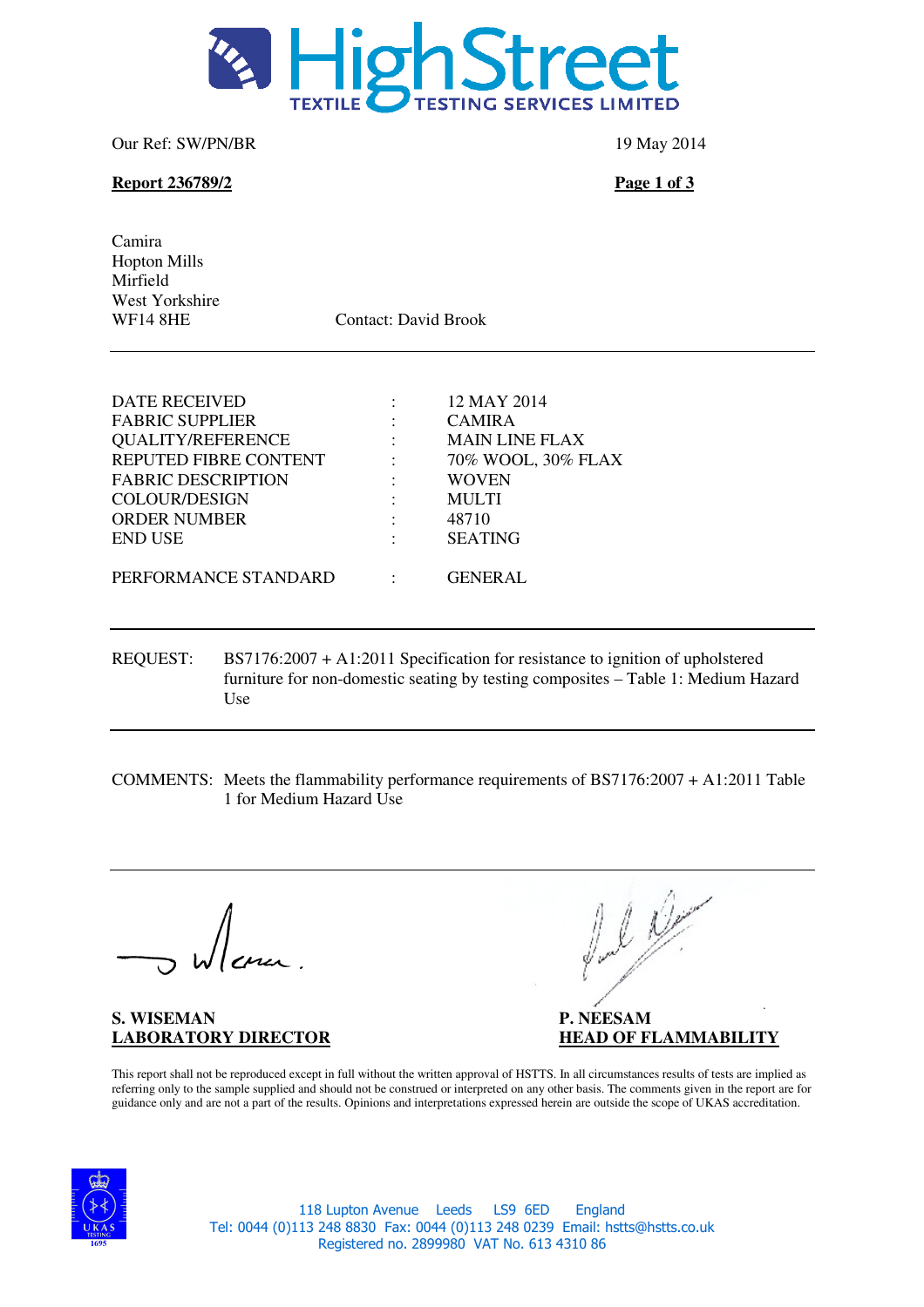HighStreet TEXTILE TESTING SERVICES LIMITED

Our Ref: SW/PN/BR

19 May 2014

**Report 236789/2**

Camira
Hopton Mills
Mirfield
West Yorkshire
WF14 8HE

Contact: David Brook

---

| | | |
|---|---|---|
| DATE RECEIVED | : | 12 MAY 2014 |
| FABRIC SUPPLIER | : | CAMIRA |
| QUALITY/REFERENCE | : | MAIN LINE FLAX |
| REPUTED FIBRE CONTENT | : | 70% WOOL, 30% FLAX |
| FABRIC DESCRIPTION | : | WOVEN |
| COLOUR/DESIGN | : | MULTI |
| ORDER NUMBER | : | 48710 |
| END USE | : | SEATING |
| PERFORMANCE STANDARD | : | GENERAL |

---

REQUEST: BS7176:2007 + A1:2011 Specification for resistance to ignition of upholstered furniture for non-domestic seating by testing composites – Table 1: Medium Hazard Use

---

COMMENTS: Meets the flammability performance requirements of BS7176:2007 + A1:2011 Table 1 for Medium Hazard Use

---

**S. WISEMAN**
**LABORATORY DIRECTOR**

**P. NEESAM**
**HEAD OF FLAMMABILITY**

This report shall not be reproduced except in full without the written approval of HSTTS. In all circumstances results of tests are implied as referring only to the sample supplied and should not be construed or interpreted on any other basis. The comments given in the report are for guidance only and are not a part of the results. Opinions and interpretations expressed herein are outside the scope of UKAS accreditation.

UKAS TESTING 1695

118 Lupton Avenue Leeds LS9 6ED England
Tel: 0044 (0)113 248 8830 Fax: 0044 (0)113 248 0239 Email: hstts@hstts.co.uk
Registered no. 2899980 VAT No. 613 4310 86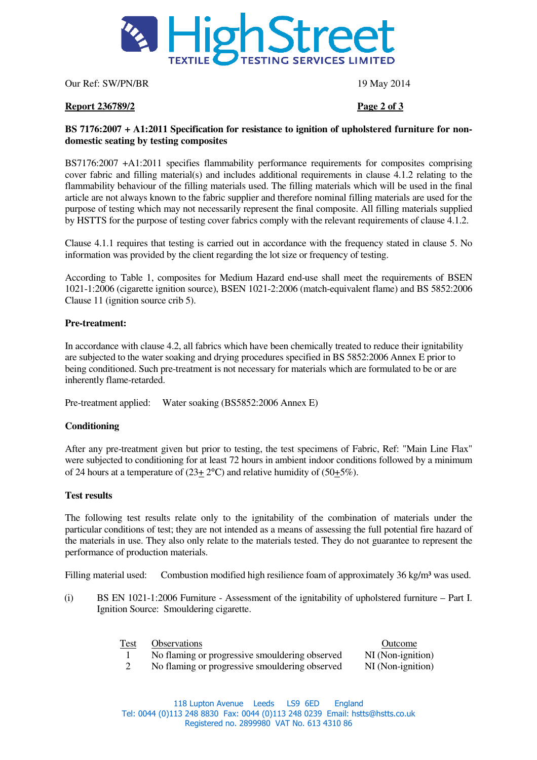Our Ref: SW/PN/BR 19 May 2014

**Report 236789/2**

**BS 7176:2007 + A1:2011 Specification for resistance to ignition of upholstered furniture for non-domestic seating by testing composites**

BS7176:2007 +A1:2011 specifies flammability performance requirements for composites comprising cover fabric and filling material(s) and includes additional requirements in clause 4.1.2 relating to the flammability behaviour of the filling materials used. The filling materials which will be used in the final article are not always known to the fabric supplier and therefore nominal filling materials are used for the purpose of testing which may not necessarily represent the final composite. All filling materials supplied by HSTTS for the purpose of testing cover fabrics comply with the relevant requirements of clause 4.1.2.

Clause 4.1.1 requires that testing is carried out in accordance with the frequency stated in clause 5. No information was provided by the client regarding the lot size or frequency of testing.

According to Table 1, composites for Medium Hazard end-use shall meet the requirements of BSEN 1021-1:2006 (cigarette ignition source), BSEN 1021-2:2006 (match-equivalent flame) and BS 5852:2006 Clause 11 (ignition source crib 5).

**Pre-treatment:**

In accordance with clause 4.2, all fabrics which have been chemically treated to reduce their ignitability are subjected to the water soaking and drying procedures specified in BS 5852:2006 Annex E prior to being conditioned. Such pre-treatment is not necessary for materials which are formulated to be or are inherently flame-retarded.

Pre-treatment applied: Water soaking (BS5852:2006 Annex E)

**Conditioning**

After any pre-treatment given but prior to testing, the test specimens of Fabric, Ref: "Main Line Flax" were subjected to conditioning for at least 72 hours in ambient indoor conditions followed by a minimum of 24 hours at a temperature of (23± 2°C) and relative humidity of (50±5%).

**Test results**

The following test results relate only to the ignitability of the combination of materials under the particular conditions of test; they are not intended as a means of assessing the full potential fire hazard of the materials in use. They also only relate to the materials tested. They do not guarantee to represent the performance of production materials.

Filling material used: Combustion modified high resilience foam of approximately 36 kg/m³ was used.

(i) BS EN 1021-1:2006 Furniture - Assessment of the ignitability of upholstered furniture – Part I. Ignition Source: Smouldering cigarette.

| Test | Observations | Outcome |
|---|---|---|
| 1 | No flaming or progressive smouldering observed | NI (Non-ignition) |
| 2 | No flaming or progressive smouldering observed | NI (Non-ignition) |

118 Lupton Avenue Leeds LS9 6ED England
Tel: 0044 (0)113 248 8830 Fax: 0044 (0)113 248 0239 Email: hstts@hstts.co.uk
Registered no. 2899980 VAT No. 613 4310 86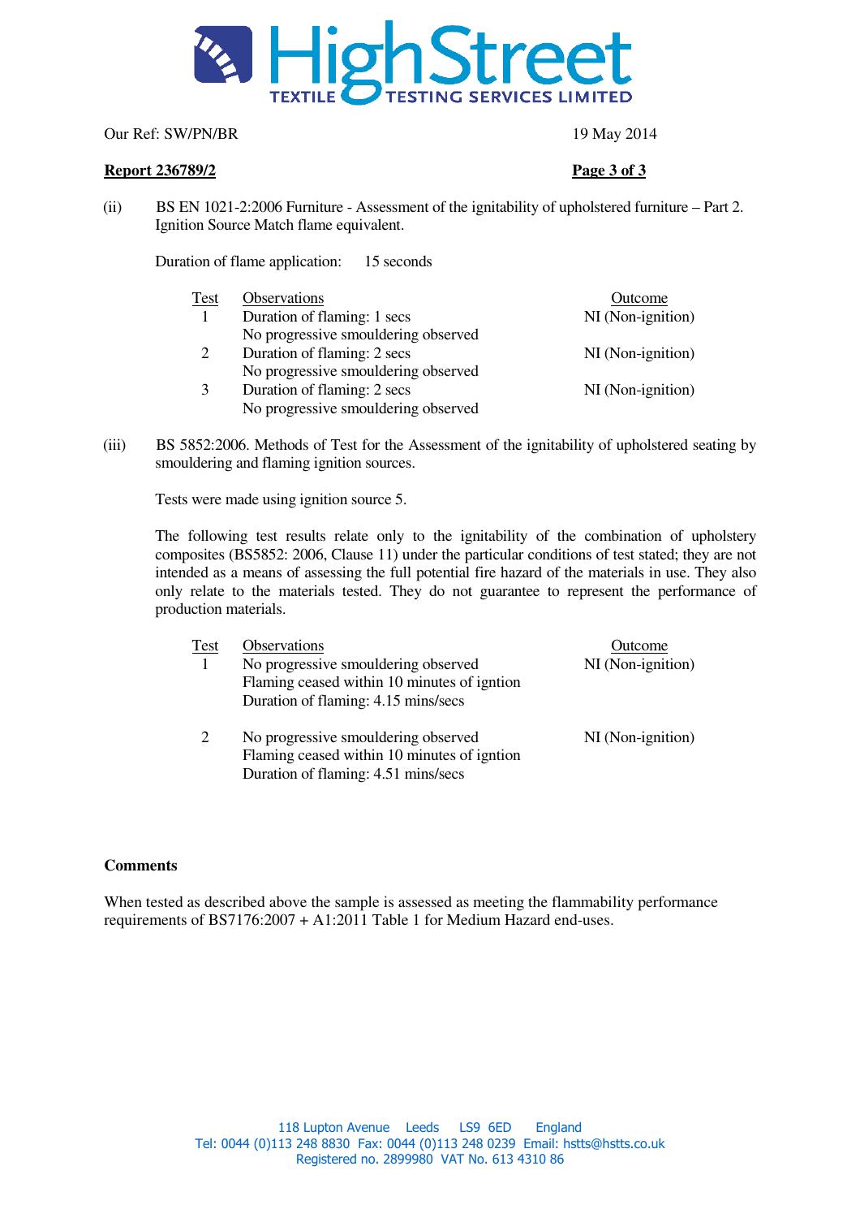Our Ref: SW/PN/BR

19 May 2014

**Report 236789/2**

(ii) BS EN 1021-2:2006 Furniture - Assessment of the ignitability of upholstered furniture – Part 2. Ignition Source Match flame equivalent.

Duration of flame application: 15 seconds

| Test | Observations | Outcome |
|---|---|---|
| 1 | Duration of flaming: 1 secs<br>No progressive smouldering observed | NI (Non-ignition) |
| 2 | Duration of flaming: 2 secs<br>No progressive smouldering observed | NI (Non-ignition) |
| 3 | Duration of flaming: 2 secs<br>No progressive smouldering observed | NI (Non-ignition) |

(iii) BS 5852:2006. Methods of Test for the Assessment of the ignitability of upholstered seating by smouldering and flaming ignition sources.

Tests were made using ignition source 5.

The following test results relate only to the ignitability of the combination of upholstery composites (BS5852: 2006, Clause 11) under the particular conditions of test stated; they are not intended as a means of assessing the full potential fire hazard of the materials in use. They also only relate to the materials tested. They do not guarantee to represent the performance of production materials.

| Test | Observations | Outcome |
|---|---|---|
| 1 | No progressive smouldering observed<br>Flaming ceased within 10 minutes of igntion<br>Duration of flaming: 4.15 mins/secs | NI (Non-ignition) |
| 2 | No progressive smouldering observed<br>Flaming ceased within 10 minutes of igntion<br>Duration of flaming: 4.51 mins/secs | NI (Non-ignition) |

**Comments**

When tested as described above the sample is assessed as meeting the flammability performance requirements of BS7176:2007 + A1:2011 Table 1 for Medium Hazard end-uses.

118 Lupton Avenue Leeds LS9 6ED England
Tel: 0044 (0)113 248 8830 Fax: 0044 (0)113 248 0239 Email: hstts@hstts.co.uk
Registered no. 2899980 VAT No. 613 4310 86